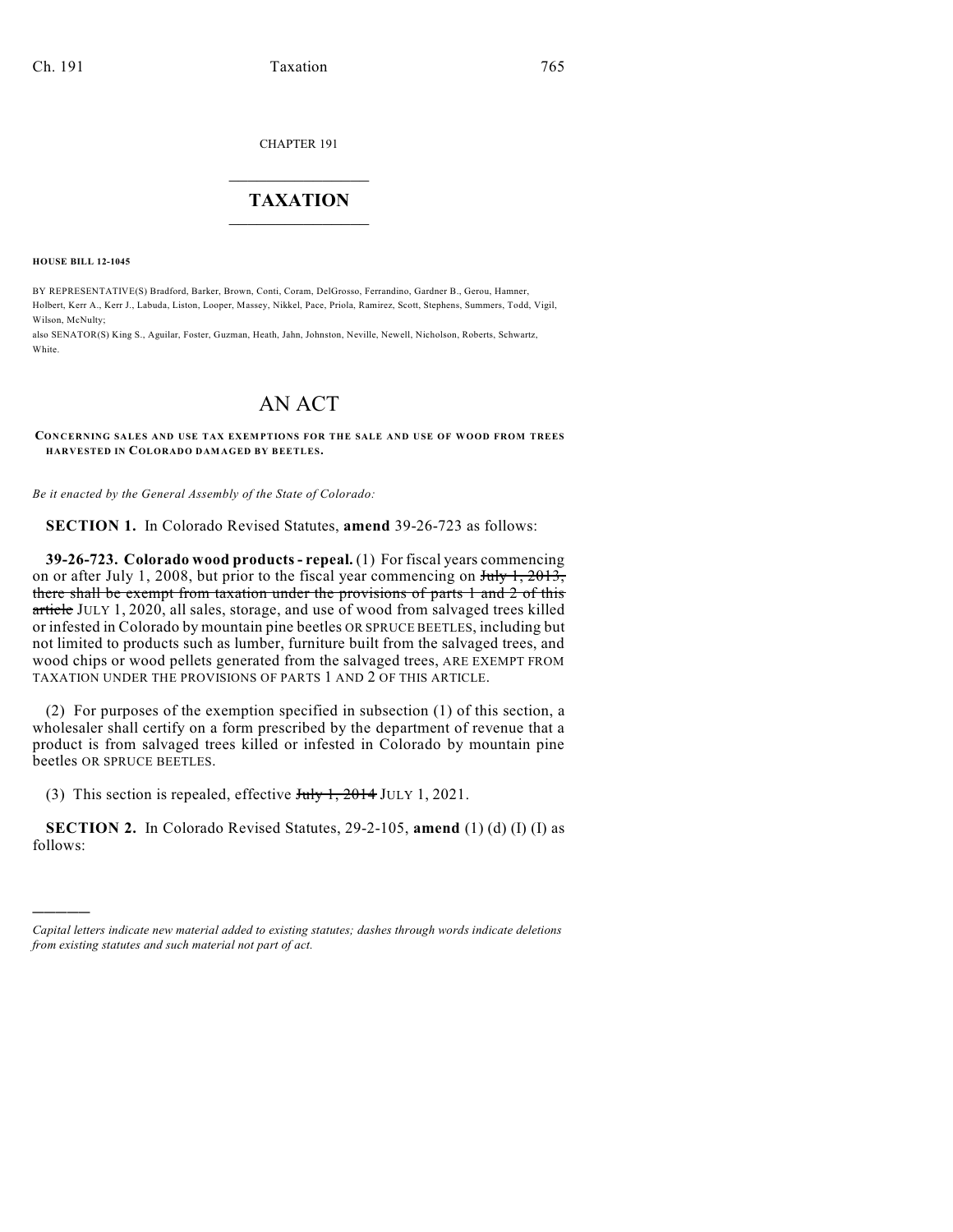CHAPTER 191

# TAXATION

**HOUSE BILL 12-1045**

BY REPRESENTATIVE(S) Bradford, Barker, Brown, Conti, Coram, DelGrosso, Ferrandino, Gardner B., Gerou, Hamner, Holbert, Kerr A., Kerr J., Labuda, Liston, Looper, Massey, Nikkel, Pace, Priola, Ramirez, Scott, Stephens, Summers, Todd, Vigil, Wilson, McNulty;
also SENATOR(S) King S., Aguilar, Foster, Guzman, Heath, Jahn, Johnston, Neville, Newell, Nicholson, Roberts, Schwartz, White.

# AN ACT

**CONCERNING SALES AND USE TAX EXEMPTIONS FOR THE SALE AND USE OF WOOD FROM TREES HARVESTED IN COLORADO DAMAGED BY BEETLES.**

*Be it enacted by the General Assembly of the State of Colorado:*

**SECTION 1.** In Colorado Revised Statutes, **amend** 39-26-723 as follows:

**39-26-723. Colorado wood products - repeal.** (1) For fiscal years commencing on or after July 1, 2008, but prior to the fiscal year commencing on ~~July 1, 2013, there shall be exempt from taxation under the provisions of parts 1 and 2 of this article~~ JULY 1, 2020, all sales, storage, and use of wood from salvaged trees killed or infested in Colorado by mountain pine beetles OR SPRUCE BEETLES, including but not limited to products such as lumber, furniture built from the salvaged trees, and wood chips or wood pellets generated from the salvaged trees, ARE EXEMPT FROM TAXATION UNDER THE PROVISIONS OF PARTS 1 AND 2 OF THIS ARTICLE.

(2) For purposes of the exemption specified in subsection (1) of this section, a wholesaler shall certify on a form prescribed by the department of revenue that a product is from salvaged trees killed or infested in Colorado by mountain pine beetles OR SPRUCE BEETLES.

(3) This section is repealed, effective ~~July 1, 2014~~ JULY 1, 2021.

**SECTION 2.** In Colorado Revised Statutes, 29-2-105, **amend** (1) (d) (I) (I) as follows:

---

*Capital letters indicate new material added to existing statutes; dashes through words indicate deletions from existing statutes and such material not part of act.*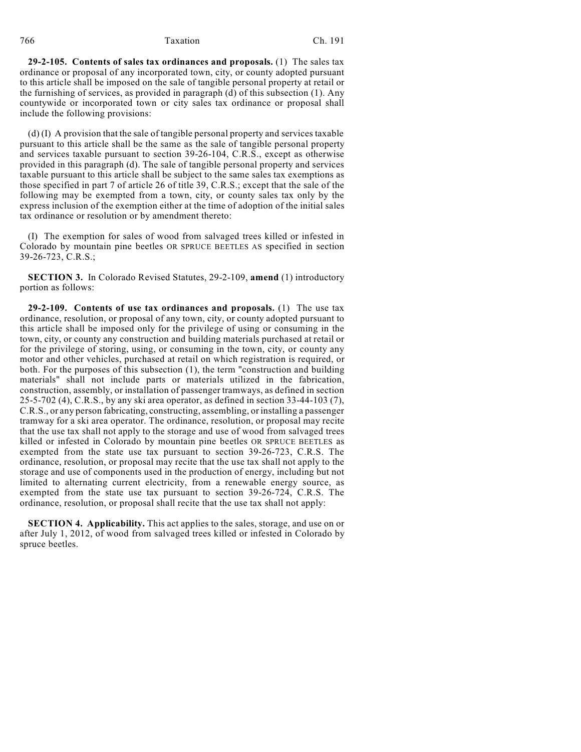**29-2-105. Contents of sales tax ordinances and proposals.** (1) The sales tax ordinance or proposal of any incorporated town, city, or county adopted pursuant to this article shall be imposed on the sale of tangible personal property at retail or the furnishing of services, as provided in paragraph (d) of this subsection (1). Any countywide or incorporated town or city sales tax ordinance or proposal shall include the following provisions:

(d) (I) A provision that the sale of tangible personal property and services taxable pursuant to this article shall be the same as the sale of tangible personal property and services taxable pursuant to section 39-26-104, C.R.S., except as otherwise provided in this paragraph (d). The sale of tangible personal property and services taxable pursuant to this article shall be subject to the same sales tax exemptions as those specified in part 7 of article 26 of title 39, C.R.S.; except that the sale of the following may be exempted from a town, city, or county sales tax only by the express inclusion of the exemption either at the time of adoption of the initial sales tax ordinance or resolution or by amendment thereto:

(I) The exemption for sales of wood from salvaged trees killed or infested in Colorado by mountain pine beetles OR SPRUCE BEETLES AS specified in section 39-26-723, C.R.S.;

**SECTION 3.** In Colorado Revised Statutes, 29-2-109, **amend** (1) introductory portion as follows:

**29-2-109. Contents of use tax ordinances and proposals.** (1) The use tax ordinance, resolution, or proposal of any town, city, or county adopted pursuant to this article shall be imposed only for the privilege of using or consuming in the town, city, or county any construction and building materials purchased at retail or for the privilege of storing, using, or consuming in the town, city, or county any motor and other vehicles, purchased at retail on which registration is required, or both. For the purposes of this subsection (1), the term "construction and building materials" shall not include parts or materials utilized in the fabrication, construction, assembly, or installation of passenger tramways, as defined in section 25-5-702 (4), C.R.S., by any ski area operator, as defined in section 33-44-103 (7), C.R.S., or any person fabricating, constructing, assembling, or installing a passenger tramway for a ski area operator. The ordinance, resolution, or proposal may recite that the use tax shall not apply to the storage and use of wood from salvaged trees killed or infested in Colorado by mountain pine beetles OR SPRUCE BEETLES as exempted from the state use tax pursuant to section 39-26-723, C.R.S. The ordinance, resolution, or proposal may recite that the use tax shall not apply to the storage and use of components used in the production of energy, including but not limited to alternating current electricity, from a renewable energy source, as exempted from the state use tax pursuant to section 39-26-724, C.R.S. The ordinance, resolution, or proposal shall recite that the use tax shall not apply:

**SECTION 4. Applicability.** This act applies to the sales, storage, and use on or after July 1, 2012, of wood from salvaged trees killed or infested in Colorado by spruce beetles.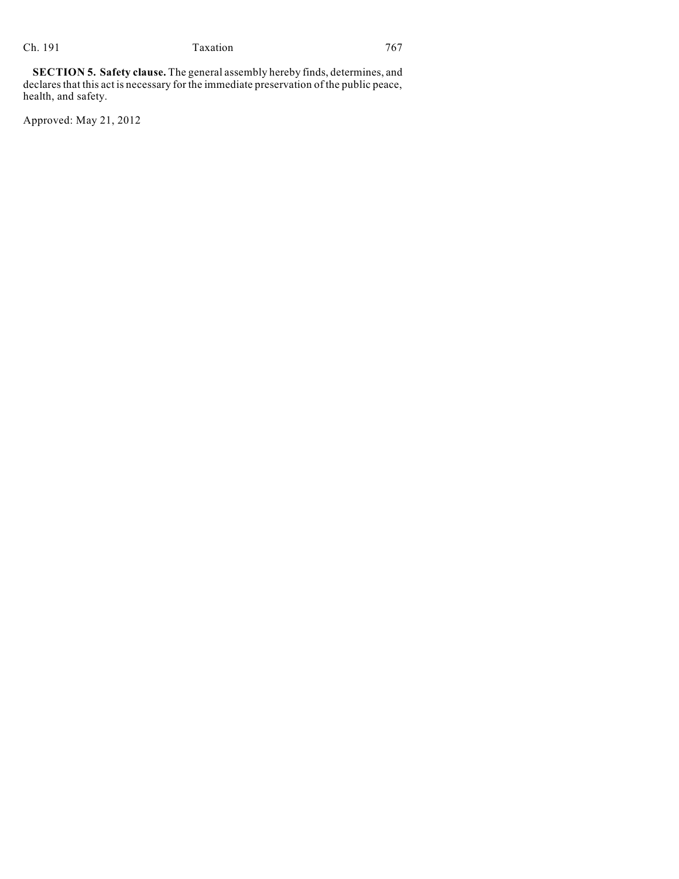**SECTION 5. Safety clause.** The general assembly hereby finds, determines, and declares that this act is necessary for the immediate preservation of the public peace, health, and safety.

Approved: May 21, 2012